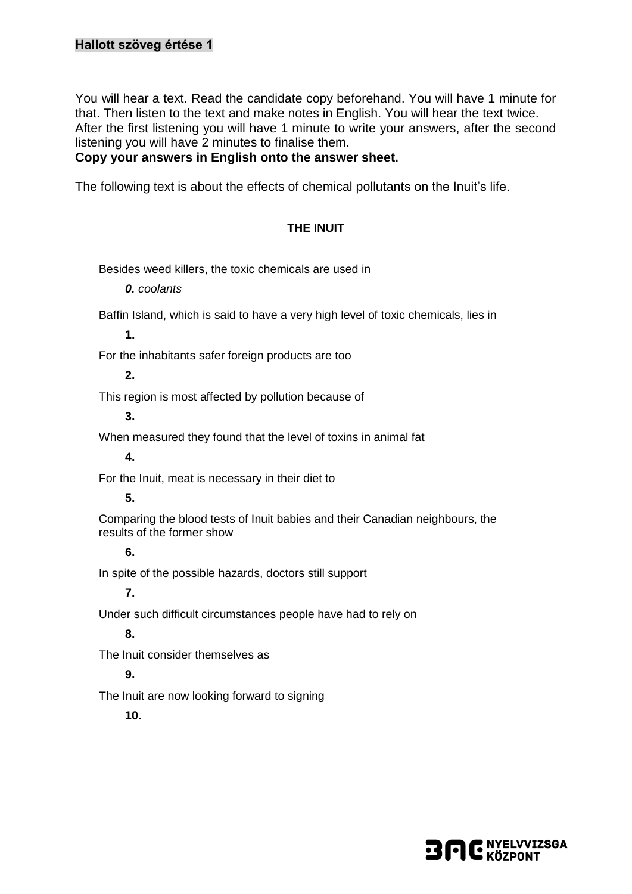**Hallott szöveg értése 1**

You will hear a text. Read the candidate copy beforehand. You will have 1 minute for that. Then listen to the text and make notes in English. You will hear the text twice. After the first listening you will have 1 minute to write your answers, after the second listening you will have 2 minutes to finalise them.
**Copy your answers in English onto the answer sheet.**

The following text is about the effects of chemical pollutants on the Inuit's life.

**THE INUIT**

Besides weed killers, the toxic chemicals are used in

***0.*** *coolants*

Baffin Island, which is said to have a very high level of toxic chemicals, lies in

**1.**

For the inhabitants safer foreign products are too

**2.**

This region is most affected by pollution because of

**3.**

When measured they found that the level of toxins in animal fat

**4.**

For the Inuit, meat is necessary in their diet to

**5.**

Comparing the blood tests of Inuit babies and their Canadian neighbours, the results of the former show

**6.**

In spite of the possible hazards, doctors still support

**7.**

Under such difficult circumstances people have had to rely on

**8.**

The Inuit consider themselves as

**9.**

The Inuit are now looking forward to signing

**10.**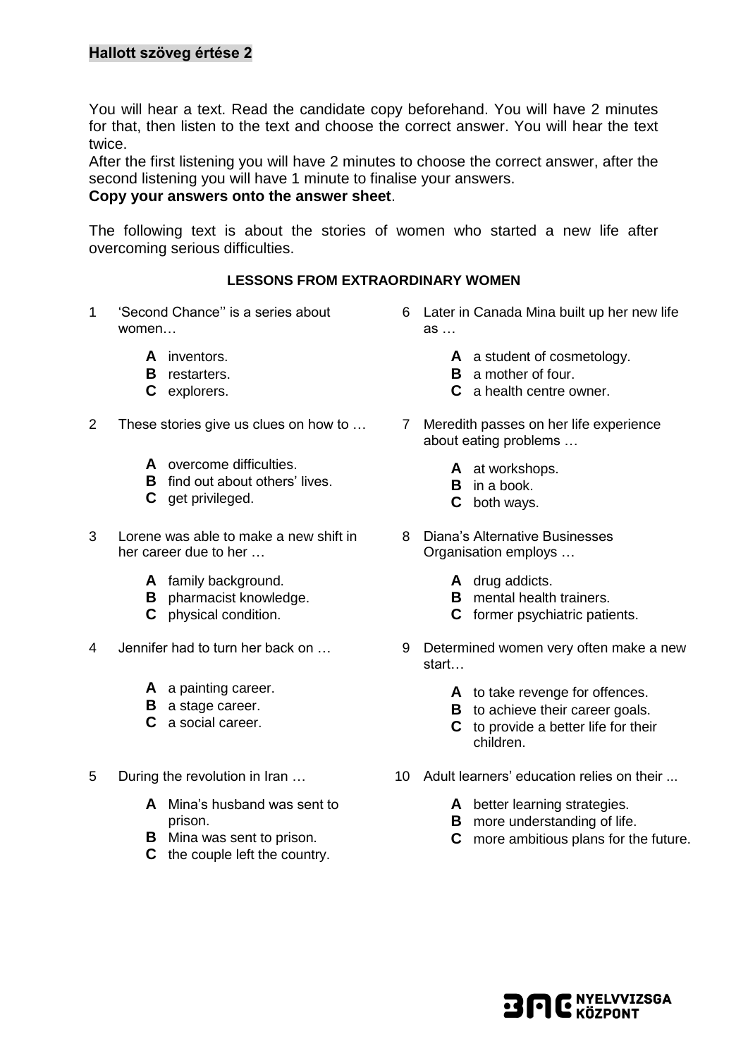**Hallott szöveg értése 2**

You will hear a text. Read the candidate copy beforehand. You will have 2 minutes for that, then listen to the text and choose the correct answer. You will hear the text twice.

After the first listening you will have 2 minutes to choose the correct answer, after the second listening you will have 1 minute to finalise your answers.

**Copy your answers onto the answer sheet**.

The following text is about the stories of women who started a new life after overcoming serious difficulties.

## LESSONS FROM EXTRAORDINARY WOMEN

1 'Second Chance'' is a series about women…

- **A** inventors.
- **B** restarters.
- **C** explorers.

2 These stories give us clues on how to …

- **A** overcome difficulties.
- **B** find out about others' lives.
- **C** get privileged.

3 Lorene was able to make a new shift in her career due to her …

- **A** family background.
- **B** pharmacist knowledge.
- **C** physical condition.

4 Jennifer had to turn her back on …

- **A** a painting career.
- **B** a stage career.
- **C** a social career.

5 During the revolution in Iran …

- **A** Mina's husband was sent to prison.
- **B** Mina was sent to prison.
- **C** the couple left the country.

6 Later in Canada Mina built up her new life as …

- **A** a student of cosmetology.
- **B** a mother of four.
- **C** a health centre owner.

7 Meredith passes on her life experience about eating problems …

- **A** at workshops.
- **B** in a book.
- **C** both ways.

8 Diana's Alternative Businesses Organisation employs …

- **A** drug addicts.
- **B** mental health trainers.
- **C** former psychiatric patients.

9 Determined women very often make a new start…

- **A** to take revenge for offences.
- **B** to achieve their career goals.
- **C** to provide a better life for their children.

10 Adult learners' education relies on their ...

- **A** better learning strategies.
- **B** more understanding of life.
- **C** more ambitious plans for the future.